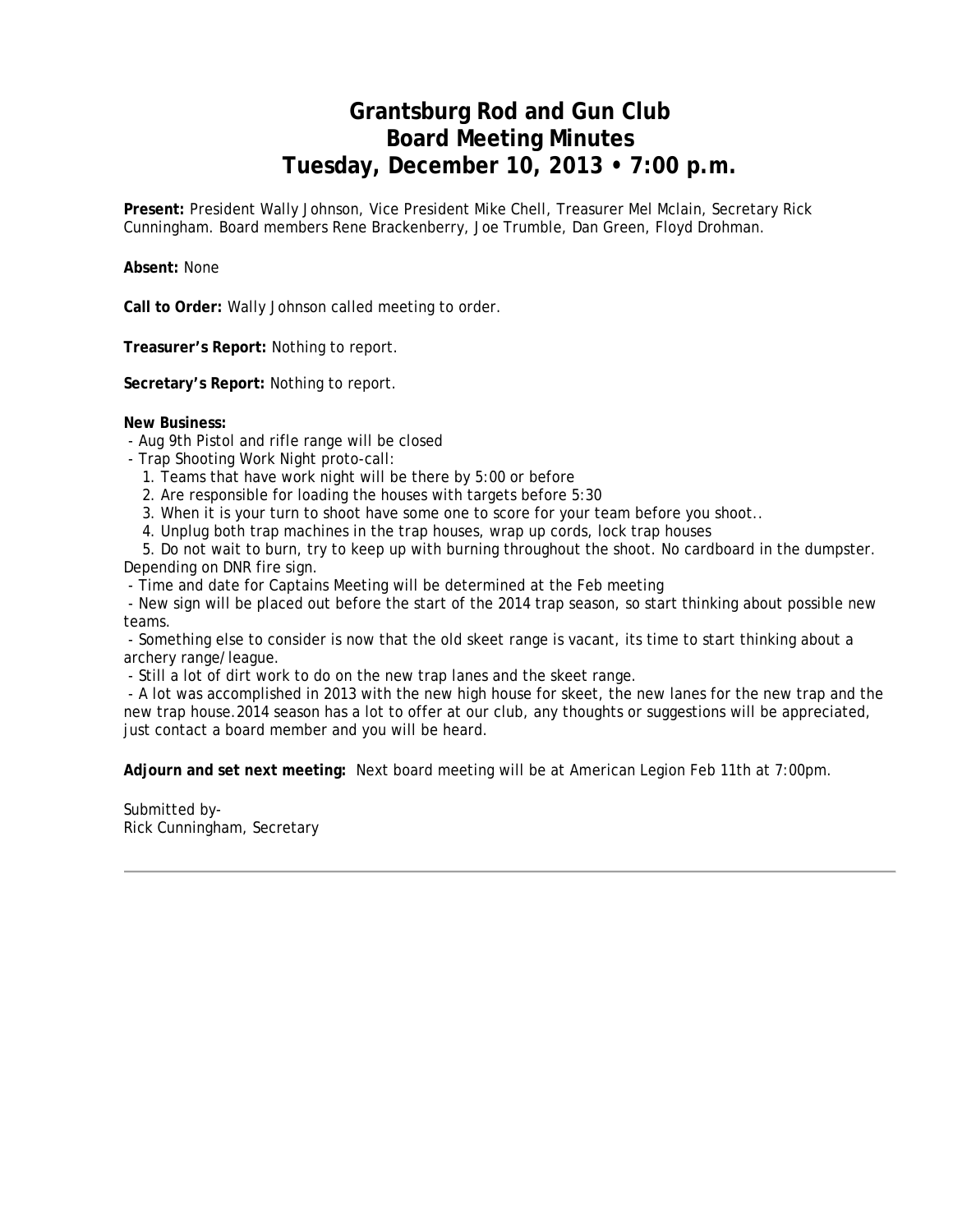# Grantsburg Rod and Gun Club
# Board Meeting Minutes
# Tuesday, December 10, 2013 • 7:00 p.m.

**Present:** President Wally Johnson, Vice President Mike Chell, Treasurer Mel Mclain, Secretary Rick Cunningham. Board members Rene Brackenberry, Joe Trumble, Dan Green, Floyd Drohman.

**Absent:** None

**Call to Order:** Wally Johnson called meeting to order.

**Treasurer's Report:** Nothing to report.

**Secretary's Report:** Nothing to report.

**New Business:**

- Aug 9th Pistol and rifle range will be closed
- Trap Shooting Work Night proto-call:
   1. Teams that have work night will be there by 5:00 or before
   2. Are responsible for loading the houses with targets before 5:30
   3. When it is your turn to shoot have some one to score for your team before you shoot..
   4. Unplug both trap machines in the trap houses, wrap up cords, lock trap houses
   5. Do not wait to burn, try to keep up with burning throughout the shoot. No cardboard in the dumpster. Depending on DNR fire sign.
- Time and date for Captains Meeting will be determined at the Feb meeting
- New sign will be placed out before the start of the 2014 trap season, so start thinking about possible new teams.
- Something else to consider is now that the old skeet range is vacant, its time to start thinking about a archery range/league.
- Still a lot of dirt work to do on the new trap lanes and the skeet range.
- A lot was accomplished in 2013 with the new high house for skeet, the new lanes for the new trap and the new trap house.2014 season has a lot to offer at our club, any thoughts or suggestions will be appreciated, just contact a board member and you will be heard.

**Adjourn and set next meeting:** Next board meeting will be at American Legion Feb 11th at 7:00pm.

Submitted by-
Rick Cunningham, Secretary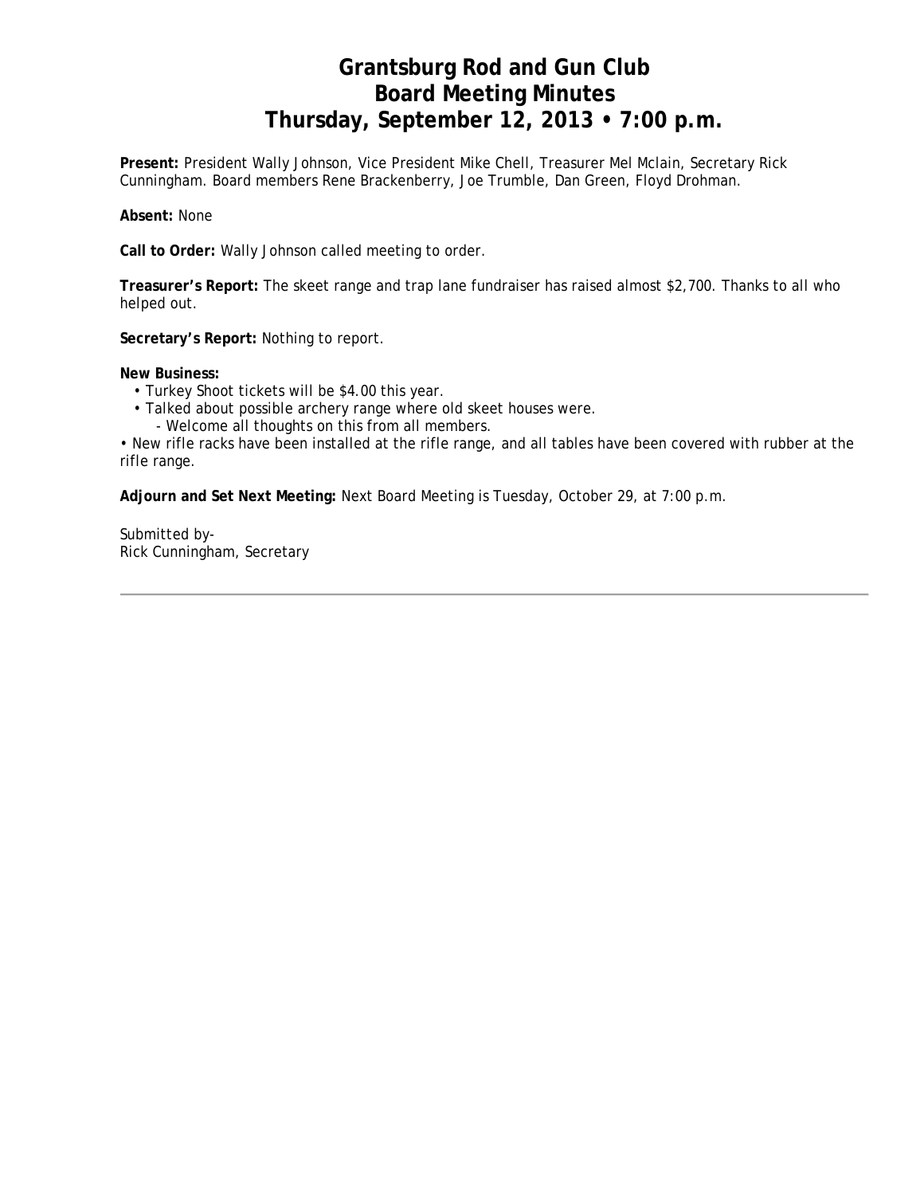# Grantsburg Rod and Gun Club
# Board Meeting Minutes
# Thursday, September 12, 2013 • 7:00 p.m.

**Present:** President Wally Johnson, Vice President Mike Chell, Treasurer Mel Mclain, Secretary Rick Cunningham. Board members Rene Brackenberry, Joe Trumble, Dan Green, Floyd Drohman.

**Absent:** None

**Call to Order:** Wally Johnson called meeting to order.

**Treasurer's Report:** The skeet range and trap lane fundraiser has raised almost $2,700. Thanks to all who helped out.

**Secretary's Report:** Nothing to report.

**New Business:**

- Turkey Shoot tickets will be $4.00 this year.
- Talked about possible archery range where old skeet houses were.
  - Welcome all thoughts on this from all members.

• New rifle racks have been installed at the rifle range, and all tables have been covered with rubber at the rifle range.

**Adjourn and Set Next Meeting:** Next Board Meeting is Tuesday, October 29, at 7:00 p.m.

Submitted by-
Rick Cunningham, Secretary

---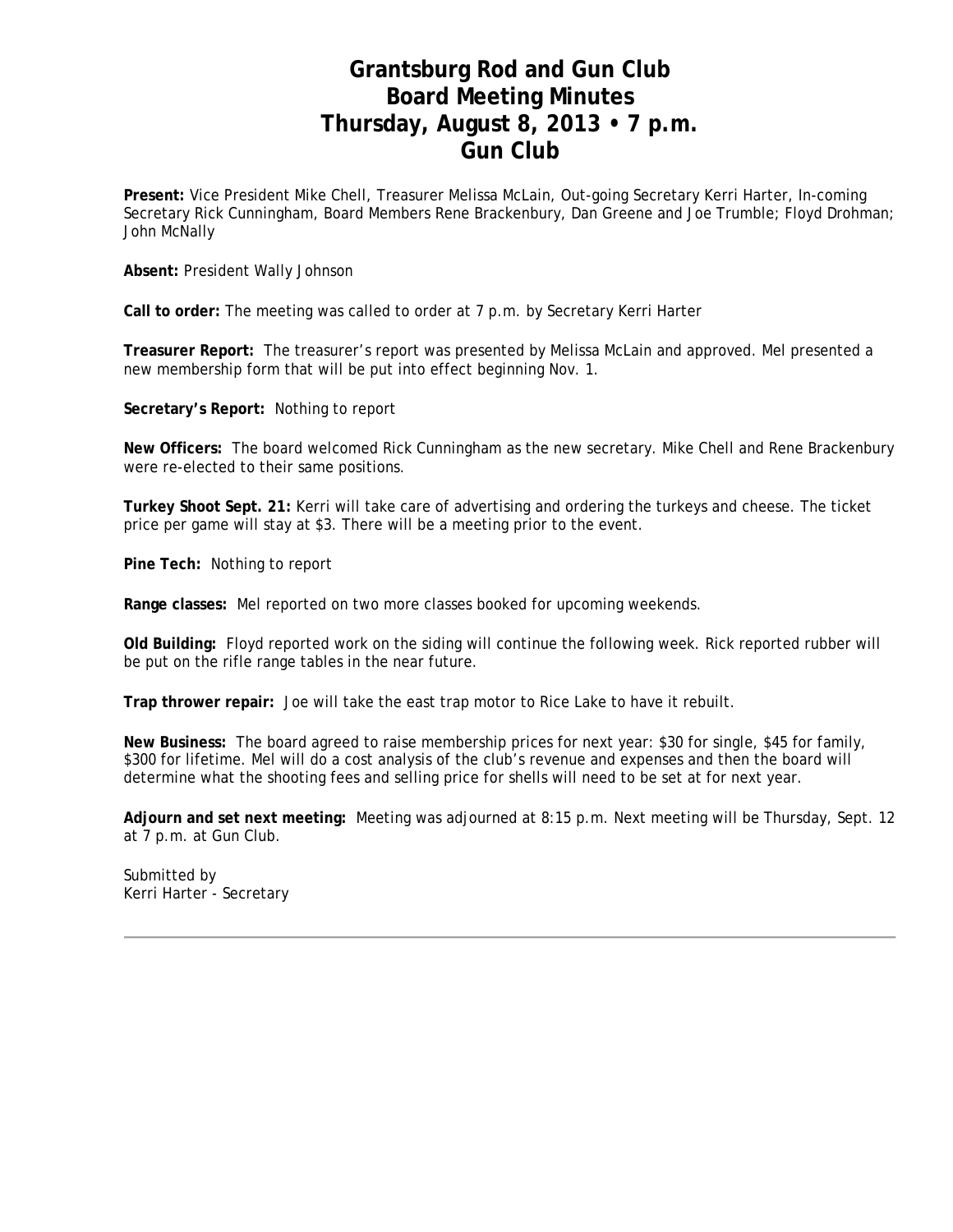# Grantsburg Rod and Gun Club
# Board Meeting Minutes
# Thursday, August 8, 2013 • 7 p.m.
# Gun Club

**Present:** Vice President Mike Chell, Treasurer Melissa McLain, Out-going Secretary Kerri Harter, In-coming Secretary Rick Cunningham, Board Members Rene Brackenbury, Dan Greene and Joe Trumble; Floyd Drohman; John McNally

**Absent:** President Wally Johnson

**Call to order:** The meeting was called to order at 7 p.m. by Secretary Kerri Harter

**Treasurer Report:** The treasurer's report was presented by Melissa McLain and approved. Mel presented a new membership form that will be put into effect beginning Nov. 1.

**Secretary's Report:** Nothing to report

**New Officers:** The board welcomed Rick Cunningham as the new secretary. Mike Chell and Rene Brackenbury were re-elected to their same positions.

**Turkey Shoot Sept. 21:** Kerri will take care of advertising and ordering the turkeys and cheese. The ticket price per game will stay at $3. There will be a meeting prior to the event.

**Pine Tech:** Nothing to report

**Range classes:** Mel reported on two more classes booked for upcoming weekends.

**Old Building:** Floyd reported work on the siding will continue the following week. Rick reported rubber will be put on the rifle range tables in the near future.

**Trap thrower repair:** Joe will take the east trap motor to Rice Lake to have it rebuilt.

**New Business:** The board agreed to raise membership prices for next year: $30 for single, $45 for family, $300 for lifetime. Mel will do a cost analysis of the club's revenue and expenses and then the board will determine what the shooting fees and selling price for shells will need to be set at for next year.

**Adjourn and set next meeting:** Meeting was adjourned at 8:15 p.m. Next meeting will be Thursday, Sept. 12 at 7 p.m. at Gun Club.

Submitted by
Kerri Harter - Secretary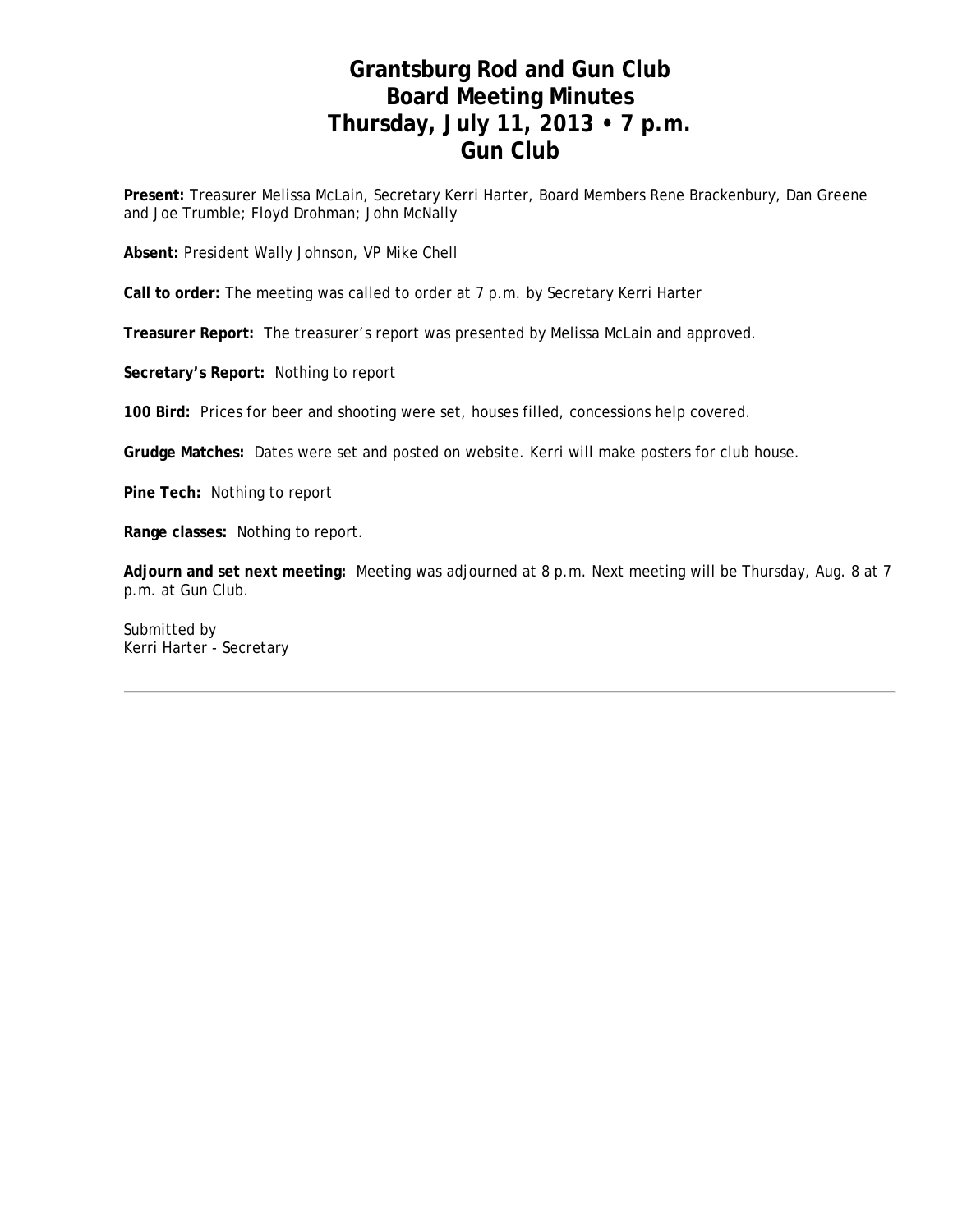# Grantsburg Rod and Gun Club
# Board Meeting Minutes
# Thursday, July 11, 2013 • 7 p.m.
# Gun Club

**Present:** Treasurer Melissa McLain, Secretary Kerri Harter, Board Members Rene Brackenbury, Dan Greene and Joe Trumble; Floyd Drohman; John McNally

**Absent:** President Wally Johnson, VP Mike Chell

**Call to order:** The meeting was called to order at 7 p.m. by Secretary Kerri Harter

**Treasurer Report:** The treasurer's report was presented by Melissa McLain and approved.

**Secretary's Report:** Nothing to report

**100 Bird:** Prices for beer and shooting were set, houses filled, concessions help covered.

**Grudge Matches:** Dates were set and posted on website. Kerri will make posters for club house.

**Pine Tech:** Nothing to report

**Range classes:** Nothing to report.

**Adjourn and set next meeting:** Meeting was adjourned at 8 p.m. Next meeting will be Thursday, Aug. 8 at 7 p.m. at Gun Club.

Submitted by
Kerri Harter - Secretary

---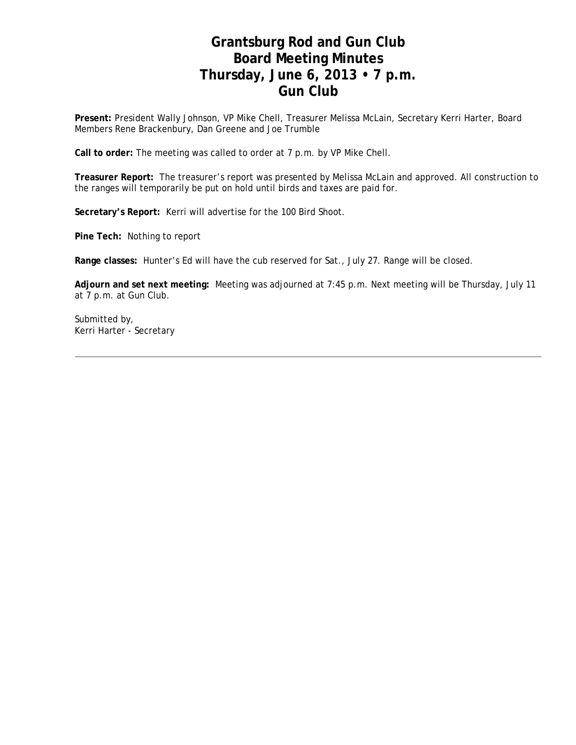# Grantsburg Rod and Gun Club
# Board Meeting Minutes
# Thursday, June 6, 2013 • 7 p.m.
# Gun Club

**Present:** President Wally Johnson, VP Mike Chell, Treasurer Melissa McLain, Secretary Kerri Harter, Board Members Rene Brackenbury, Dan Greene and Joe Trumble

**Call to order:** The meeting was called to order at 7 p.m. by VP Mike Chell.

**Treasurer Report:** The treasurer's report was presented by Melissa McLain and approved. All construction to the ranges will temporarily be put on hold until birds and taxes are paid for.

**Secretary's Report:** Kerri will advertise for the 100 Bird Shoot.

**Pine Tech:** Nothing to report

**Range classes:** Hunter's Ed will have the cub reserved for Sat., July 27. Range will be closed.

**Adjourn and set next meeting:** Meeting was adjourned at 7:45 p.m. Next meeting will be Thursday, July 11 at 7 p.m. at Gun Club.

Submitted by,
Kerri Harter - Secretary

---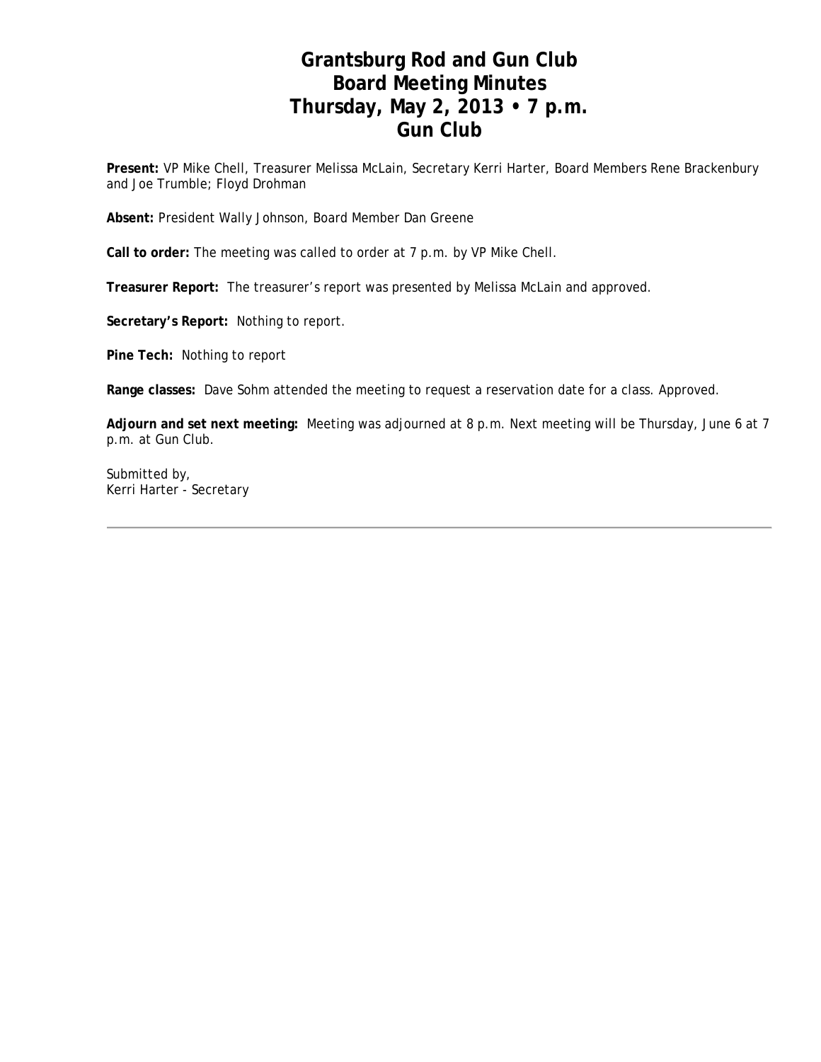# Grantsburg Rod and Gun Club
# Board Meeting Minutes
# Thursday, May 2, 2013 • 7 p.m.
# Gun Club

**Present:** VP Mike Chell, Treasurer Melissa McLain, Secretary Kerri Harter, Board Members Rene Brackenbury and Joe Trumble; Floyd Drohman

**Absent:** President Wally Johnson, Board Member Dan Greene

**Call to order:** The meeting was called to order at 7 p.m. by VP Mike Chell.

**Treasurer Report:** The treasurer's report was presented by Melissa McLain and approved.

**Secretary's Report:** Nothing to report.

**Pine Tech:** Nothing to report

**Range classes:** Dave Sohm attended the meeting to request a reservation date for a class. Approved.

**Adjourn and set next meeting:** Meeting was adjourned at 8 p.m. Next meeting will be Thursday, June 6 at 7 p.m. at Gun Club.

Submitted by,
Kerri Harter - Secretary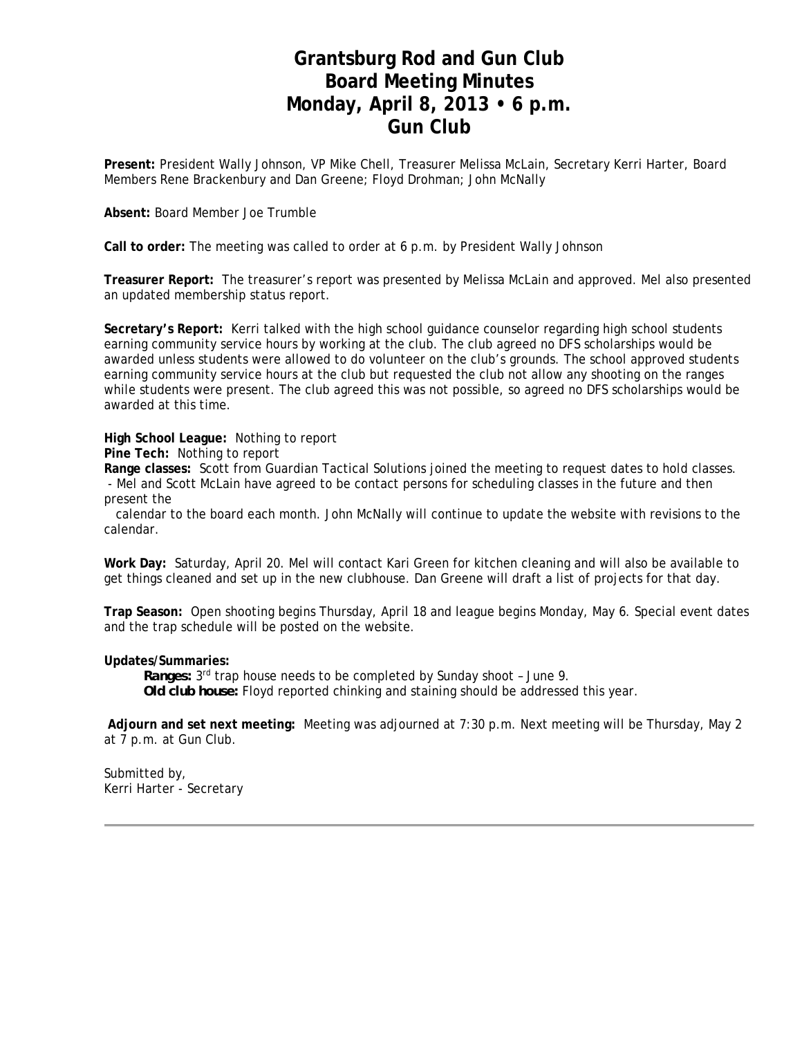# Grantsburg Rod and Gun Club
# Board Meeting Minutes
# Monday, April 8, 2013 • 6 p.m.
# Gun Club

**Present:** President Wally Johnson, VP Mike Chell, Treasurer Melissa McLain, Secretary Kerri Harter, Board Members Rene Brackenbury and Dan Greene; Floyd Drohman; John McNally

**Absent:** Board Member Joe Trumble

**Call to order:** The meeting was called to order at 6 p.m. by President Wally Johnson

**Treasurer Report:** The treasurer's report was presented by Melissa McLain and approved. Mel also presented an updated membership status report.

**Secretary's Report:** Kerri talked with the high school guidance counselor regarding high school students earning community service hours by working at the club. The club agreed no DFS scholarships would be awarded unless students were allowed to do volunteer on the club's grounds. The school approved students earning community service hours at the club but requested the club not allow any shooting on the ranges while students were present. The club agreed this was not possible, so agreed no DFS scholarships would be awarded at this time.

**High School League:** Nothing to report
**Pine Tech:** Nothing to report
**Range classes:** Scott from Guardian Tactical Solutions joined the meeting to request dates to hold classes.
- Mel and Scott McLain have agreed to be contact persons for scheduling classes in the future and then present the calendar to the board each month. John McNally will continue to update the website with revisions to the calendar.

**Work Day:** Saturday, April 20. Mel will contact Kari Green for kitchen cleaning and will also be available to get things cleaned and set up in the new clubhouse. Dan Greene will draft a list of projects for that day.

**Trap Season:** Open shooting begins Thursday, April 18 and league begins Monday, May 6. Special event dates and the trap schedule will be posted on the website.

**Updates/Summaries:**

**Ranges:** 3rd trap house needs to be completed by Sunday shoot – June 9.
**Old club house:** Floyd reported chinking and staining should be addressed this year.

**Adjourn and set next meeting:** Meeting was adjourned at 7:30 p.m. Next meeting will be Thursday, May 2 at 7 p.m. at Gun Club.

Submitted by,
Kerri Harter - Secretary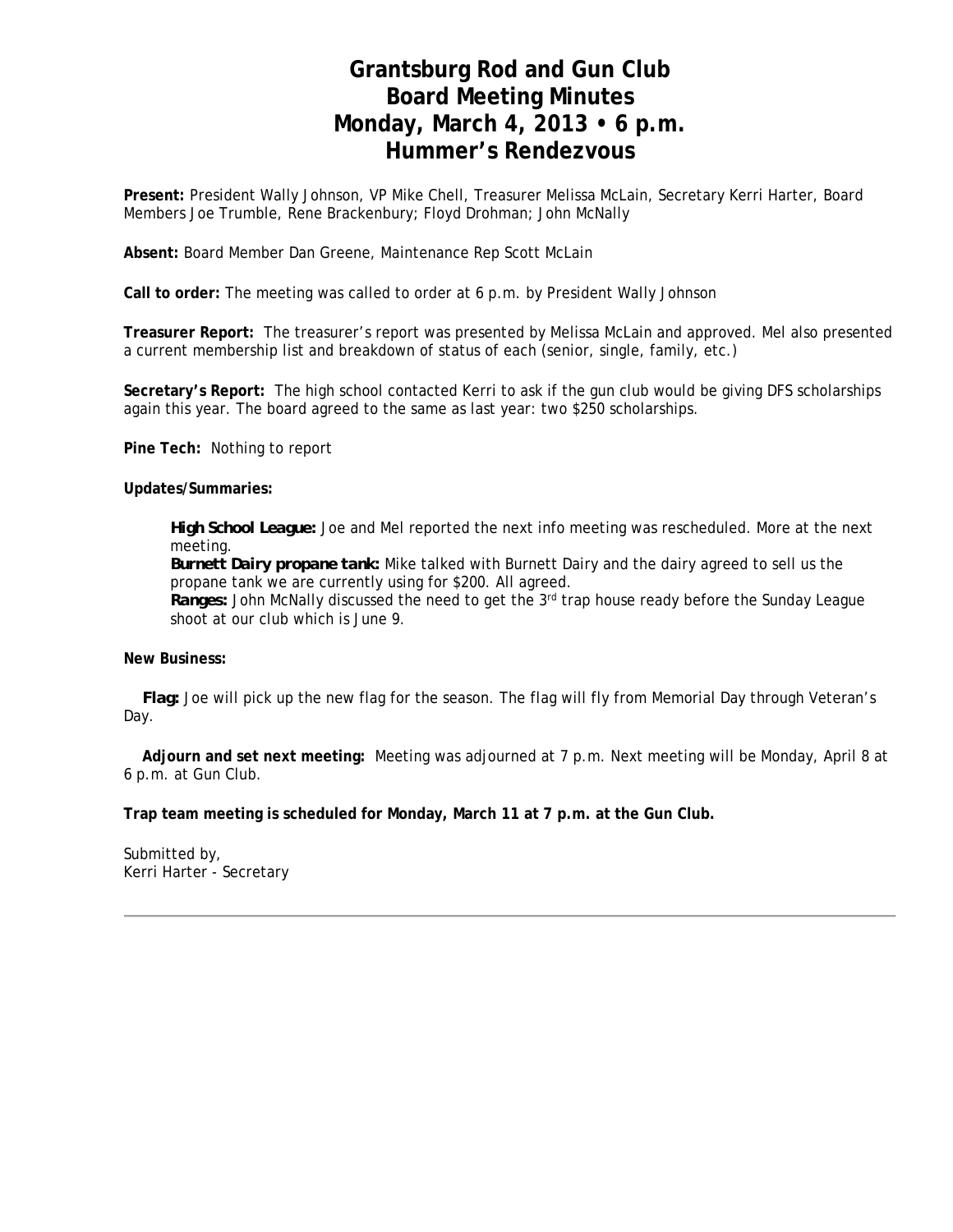# Grantsburg Rod and Gun Club
# Board Meeting Minutes
# Monday, March 4, 2013 • 6 p.m.
# Hummer's Rendezvous

**Present:** President Wally Johnson, VP Mike Chell, Treasurer Melissa McLain, Secretary Kerri Harter, Board Members Joe Trumble, Rene Brackenbury; Floyd Drohman; John McNally

**Absent:** Board Member Dan Greene, Maintenance Rep Scott McLain

**Call to order:** The meeting was called to order at 6 p.m. by President Wally Johnson

**Treasurer Report:** The treasurer's report was presented by Melissa McLain and approved. Mel also presented a current membership list and breakdown of status of each (senior, single, family, etc.)

**Secretary's Report:** The high school contacted Kerri to ask if the gun club would be giving DFS scholarships again this year. The board agreed to the same as last year: two $250 scholarships.

**Pine Tech:** Nothing to report

**Updates/Summaries:**

> ***High School League:*** Joe and Mel reported the next info meeting was rescheduled. More at the next meeting.
> ***Burnett Dairy propane tank:*** Mike talked with Burnett Dairy and the dairy agreed to sell us the propane tank we are currently using for $200. All agreed.
> ***Ranges:*** John McNally discussed the need to get the 3rd trap house ready before the Sunday League shoot at our club which is June 9.

**New Business:**

***Flag:*** Joe will pick up the new flag for the season. The flag will fly from Memorial Day through Veteran's Day.

**Adjourn and set next meeting:** Meeting was adjourned at 7 p.m. Next meeting will be Monday, April 8 at 6 p.m. at Gun Club.

**Trap team meeting is scheduled for Monday, March 11 at 7 p.m. at the Gun Club.**

Submitted by,
Kerri Harter - Secretary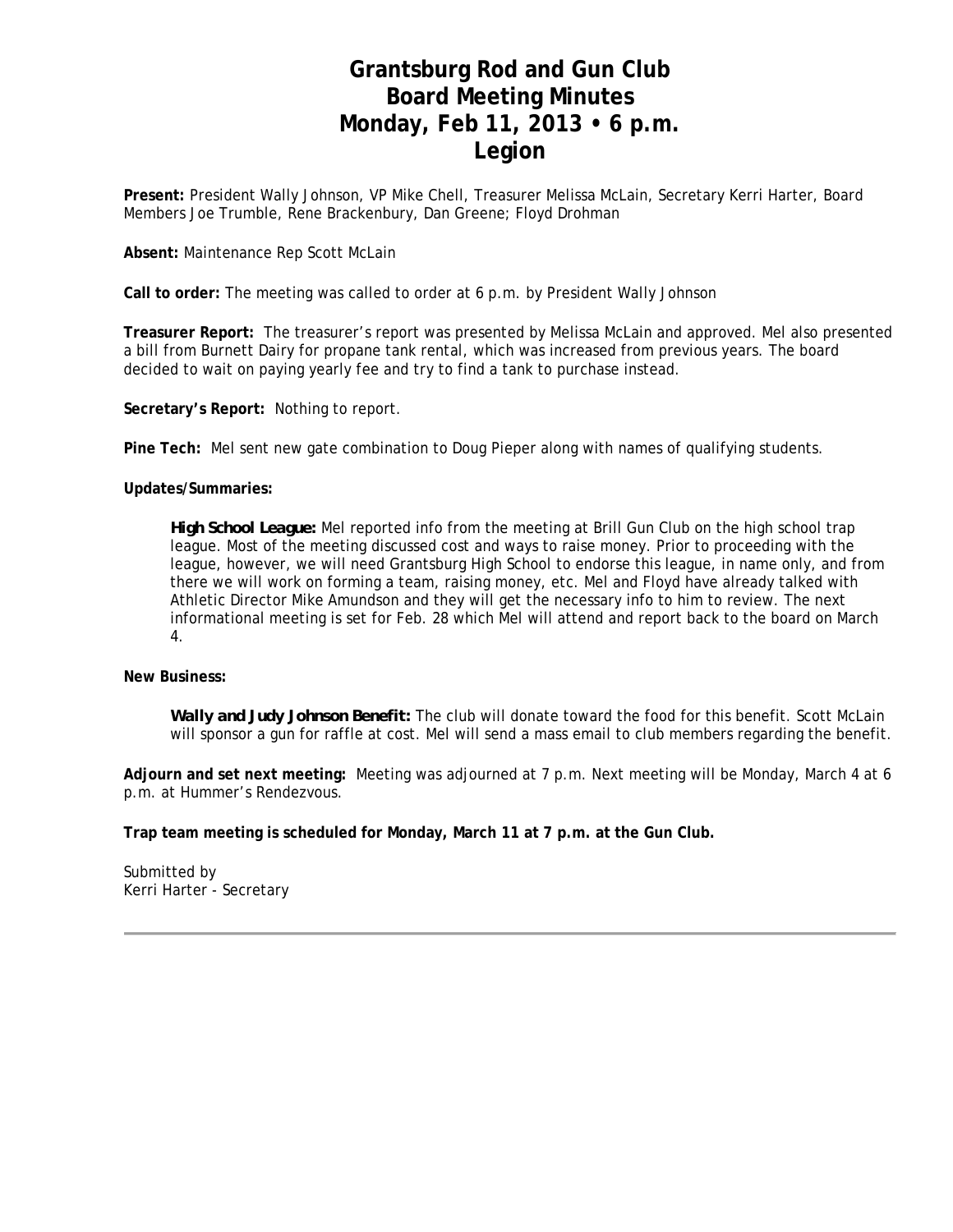# Grantsburg Rod and Gun Club
# Board Meeting Minutes
# Monday, Feb 11, 2013 • 6 p.m.
# Legion

**Present:** President Wally Johnson, VP Mike Chell, Treasurer Melissa McLain, Secretary Kerri Harter, Board Members Joe Trumble, Rene Brackenbury, Dan Greene; Floyd Drohman

**Absent:** Maintenance Rep Scott McLain

**Call to order:** The meeting was called to order at 6 p.m. by President Wally Johnson

**Treasurer Report:** The treasurer's report was presented by Melissa McLain and approved. Mel also presented a bill from Burnett Dairy for propane tank rental, which was increased from previous years. The board decided to wait on paying yearly fee and try to find a tank to purchase instead.

**Secretary's Report:** Nothing to report.

**Pine Tech:** Mel sent new gate combination to Doug Pieper along with names of qualifying students.

**Updates/Summaries:**

> ***High School League:*** Mel reported info from the meeting at Brill Gun Club on the high school trap league. Most of the meeting discussed cost and ways to raise money. Prior to proceeding with the league, however, we will need Grantsburg High School to endorse this league, in name only, and from there we will work on forming a team, raising money, etc. Mel and Floyd have already talked with Athletic Director Mike Amundson and they will get the necessary info to him to review. The next informational meeting is set for Feb. 28 which Mel will attend and report back to the board on March 4.

**New Business:**

> ***Wally and Judy Johnson Benefit:*** The club will donate toward the food for this benefit. Scott McLain will sponsor a gun for raffle at cost. Mel will send a mass email to club members regarding the benefit.

**Adjourn and set next meeting:** Meeting was adjourned at 7 p.m. Next meeting will be Monday, March 4 at 6 p.m. at Hummer's Rendezvous.

**Trap team meeting is scheduled for Monday, March 11 at 7 p.m. at the Gun Club.**

Submitted by
Kerri Harter - Secretary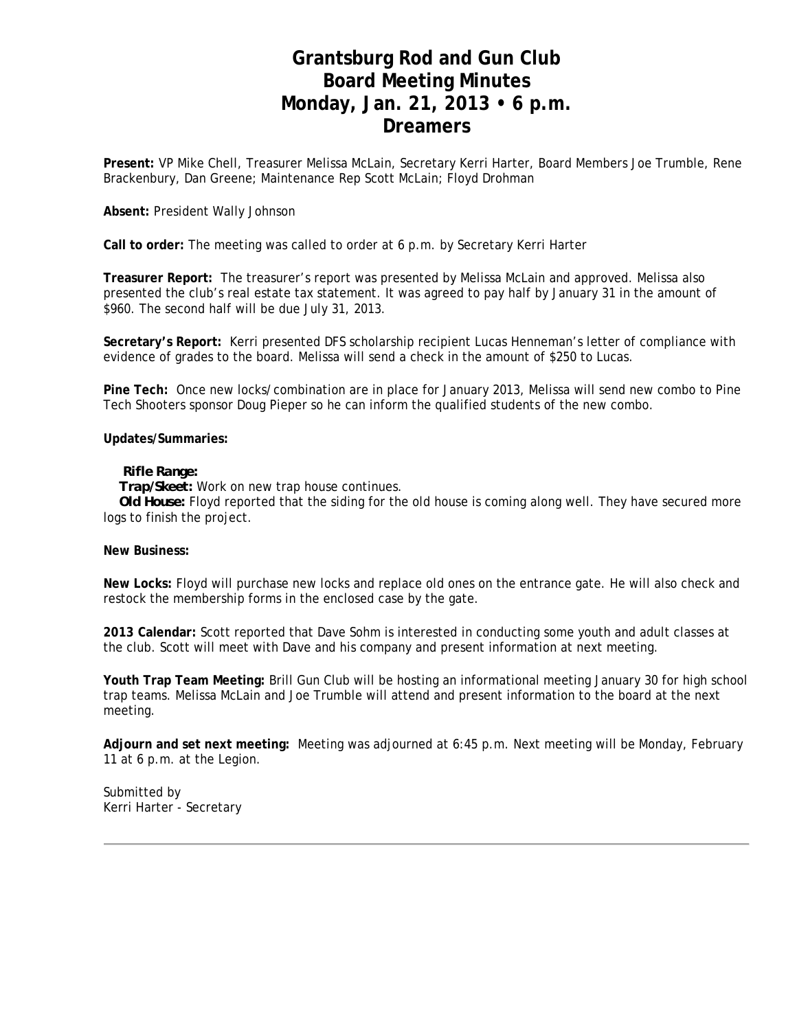# Grantsburg Rod and Gun Club
# Board Meeting Minutes
# Monday, Jan. 21, 2013 • 6 p.m.
# Dreamers

**Present:** VP Mike Chell, Treasurer Melissa McLain, Secretary Kerri Harter, Board Members Joe Trumble, Rene Brackenbury, Dan Greene; Maintenance Rep Scott McLain; Floyd Drohman

**Absent:** President Wally Johnson

**Call to order:** The meeting was called to order at 6 p.m. by Secretary Kerri Harter

**Treasurer Report:** The treasurer's report was presented by Melissa McLain and approved. Melissa also presented the club's real estate tax statement. It was agreed to pay half by January 31 in the amount of $960. The second half will be due July 31, 2013.

**Secretary's Report:** Kerri presented DFS scholarship recipient Lucas Henneman's letter of compliance with evidence of grades to the board. Melissa will send a check in the amount of $250 to Lucas.

**Pine Tech:** Once new locks/combination are in place for January 2013, Melissa will send new combo to Pine Tech Shooters sponsor Doug Pieper so he can inform the qualified students of the new combo.

**Updates/Summaries:**

***Rifle Range:***
***Trap/Skeet:*** Work on new trap house continues.
***Old House:*** Floyd reported that the siding for the old house is coming along well. They have secured more logs to finish the project.

**New Business:**

**New Locks:** Floyd will purchase new locks and replace old ones on the entrance gate. He will also check and restock the membership forms in the enclosed case by the gate.

**2013 Calendar:** Scott reported that Dave Sohm is interested in conducting some youth and adult classes at the club. Scott will meet with Dave and his company and present information at next meeting.

**Youth Trap Team Meeting:** Brill Gun Club will be hosting an informational meeting January 30 for high school trap teams. Melissa McLain and Joe Trumble will attend and present information to the board at the next meeting.

**Adjourn and set next meeting:** Meeting was adjourned at 6:45 p.m. Next meeting will be Monday, February 11 at 6 p.m. at the Legion.

Submitted by
Kerri Harter - Secretary